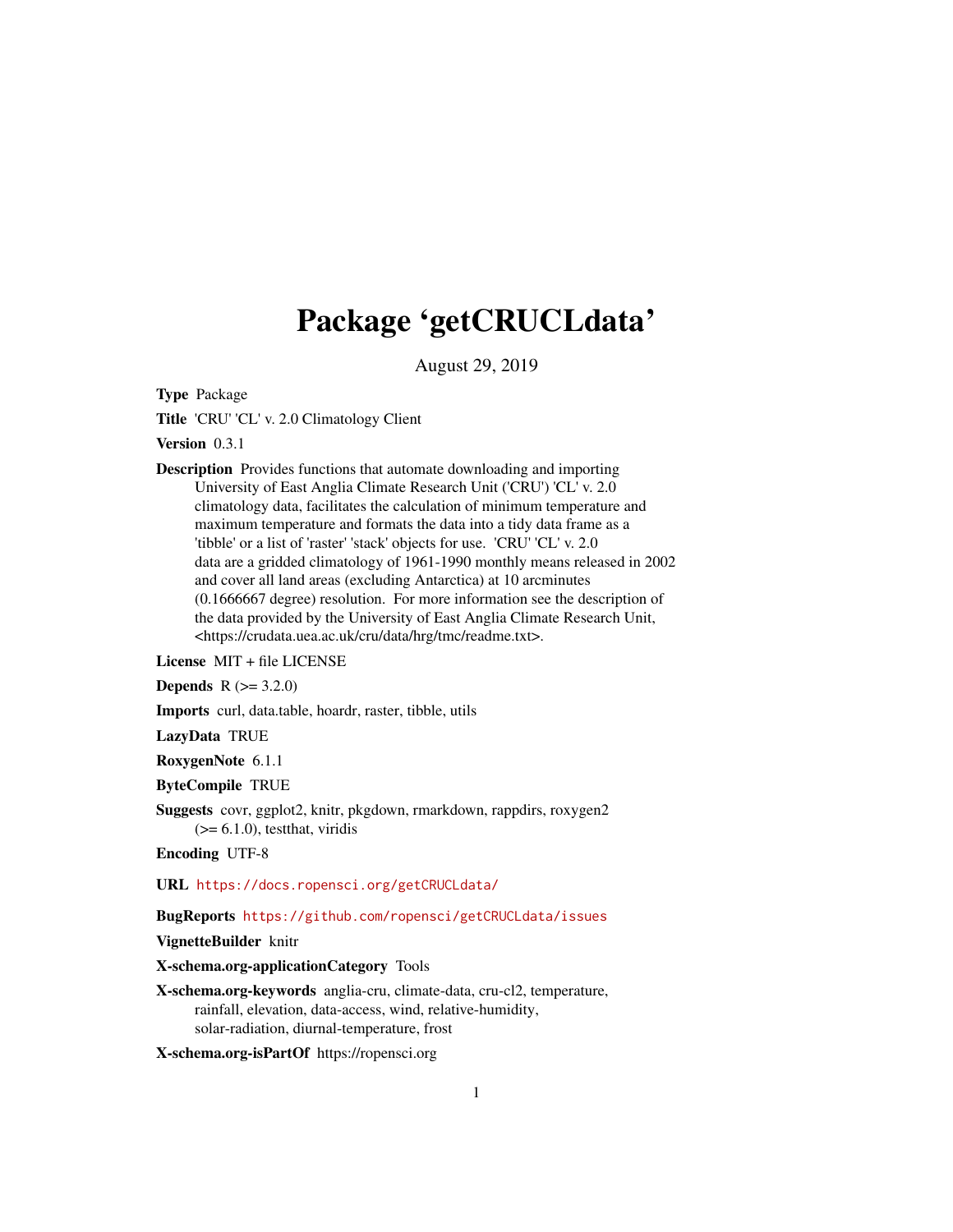# Package 'getCRUCLdata'

August 29, 2019

**Type** Package

**Title** 'CRU' 'CL' v. 2.0 Climatology Client

**Version** 0.3.1

**Description** Provides functions that automate downloading and importing University of East Anglia Climate Research Unit ('CRU') 'CL' v. 2.0 climatology data, facilitates the calculation of minimum temperature and maximum temperature and formats the data into a tidy data frame as a 'tibble' or a list of 'raster' 'stack' objects for use. 'CRU' 'CL' v. 2.0 data are a gridded climatology of 1961-1990 monthly means released in 2002 and cover all land areas (excluding Antarctica) at 10 arcminutes (0.1666667 degree) resolution. For more information see the description of the data provided by the University of East Anglia Climate Research Unit, <https://crudata.uea.ac.uk/cru/data/hrg/tmc/readme.txt>.

**License** MIT + file LICENSE

**Depends** R (>= 3.2.0)

**Imports** curl, data.table, hoardr, raster, tibble, utils

**LazyData** TRUE

**RoxygenNote** 6.1.1

**ByteCompile** TRUE

**Suggests** covr, ggplot2, knitr, pkgdown, rmarkdown, rappdirs, roxygen2 (>= 6.1.0), testthat, viridis

**Encoding** UTF-8

**URL** https://docs.ropensci.org/getCRUCLdata/

**BugReports** https://github.com/ropensci/getCRUCLdata/issues

**VignetteBuilder** knitr

**X-schema.org-applicationCategory** Tools

**X-schema.org-keywords** anglia-cru, climate-data, cru-cl2, temperature, rainfall, elevation, data-access, wind, relative-humidity, solar-radiation, diurnal-temperature, frost

**X-schema.org-isPartOf** https://ropensci.org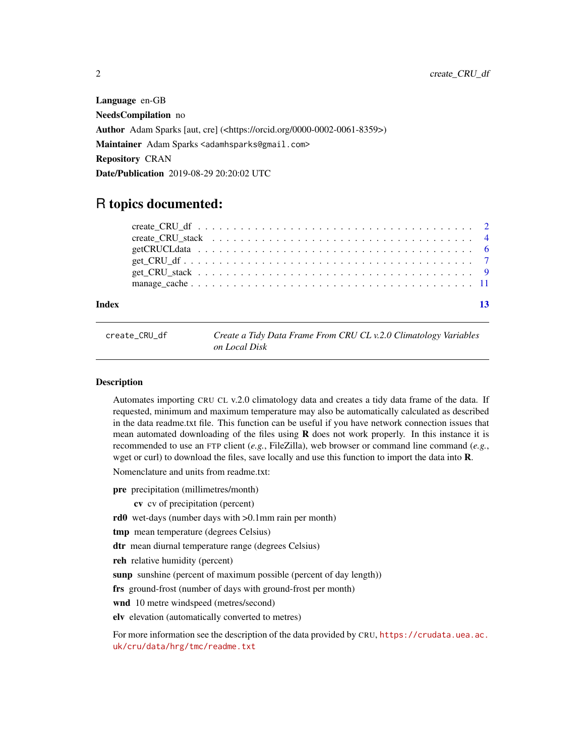**Language** en-GB

**NeedsCompilation** no

**Author** Adam Sparks [aut, cre] (<https://orcid.org/0000-0002-0061-8359>)

**Maintainer** Adam Sparks <adamhsparks@gmail.com>

**Repository** CRAN

**Date/Publication** 2019-08-29 20:20:02 UTC

# R topics documented:

| | |
|---|---|
| create_CRU_df | 2 |
| create_CRU_stack | 4 |
| getCRUCLdata | 6 |
| get_CRU_df | 7 |
| get_CRU_stack | 9 |
| manage_cache | 11 |
| **Index** | **13** |

---

`create_CRU_df` *Create a Tidy Data Frame From CRU CL v.2.0 Climatology Variables on Local Disk*

---

## Description

Automates importing CRU CL v.2.0 climatology data and creates a tidy data frame of the data. If requested, minimum and maximum temperature may also be automatically calculated as described in the data readme.txt file. This function can be useful if you have network connection issues that mean automated downloading of the files using **R** does not work properly. In this instance it is recommended to use an FTP client (*e.g.*, FileZilla), web browser or command line command (*e.g.*, wget or curl) to download the files, save locally and use this function to import the data into **R**.

Nomenclature and units from readme.txt:

- **pre** precipitation (millimetres/month)
  - **cv** cv of precipitation (percent)
- **rd0** wet-days (number days with >0.1mm rain per month)
- **tmp** mean temperature (degrees Celsius)
- **dtr** mean diurnal temperature range (degrees Celsius)
- **reh** relative humidity (percent)
- **sunp** sunshine (percent of maximum possible (percent of day length))
- **frs** ground-frost (number of days with ground-frost per month)
- **wnd** 10 metre windspeed (metres/second)
- **elv** elevation (automatically converted to metres)

For more information see the description of the data provided by CRU, https://crudata.uea.ac.uk/cru/data/hrg/tmc/readme.txt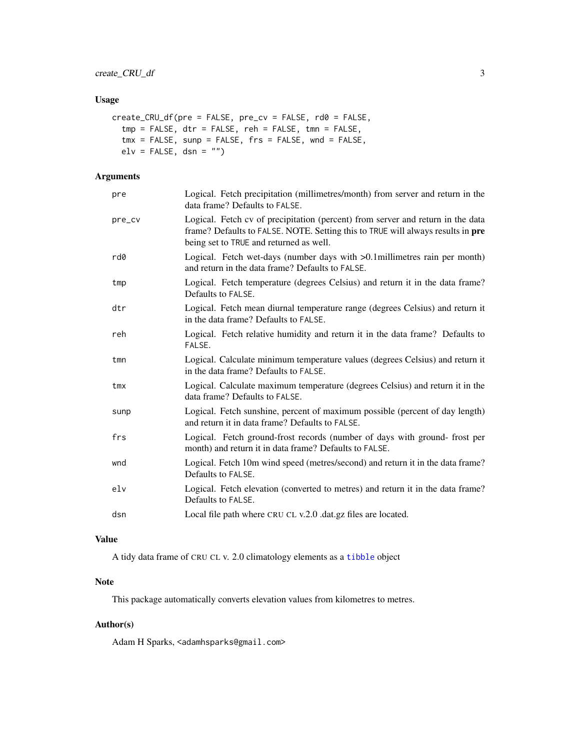## Usage

```
create_CRU_df(pre = FALSE, pre_cv = FALSE, rd0 = FALSE,
  tmp = FALSE, dtr = FALSE, reh = FALSE, tmn = FALSE,
  tmx = FALSE, sunp = FALSE, frs = FALSE, wnd = FALSE,
  elv = FALSE, dsn = "")
```

## Arguments

| | |
|---|---|
| pre | Logical. Fetch precipitation (millimetres/month) from server and return in the data frame? Defaults to FALSE. |
| pre_cv | Logical. Fetch cv of precipitation (percent) from server and return in the data frame? Defaults to FALSE. NOTE. Setting this to TRUE will always results in **pre** being set to TRUE and returned as well. |
| rd0 | Logical. Fetch wet-days (number days with >0.1millimetres rain per month) and return in the data frame? Defaults to FALSE. |
| tmp | Logical. Fetch temperature (degrees Celsius) and return it in the data frame? Defaults to FALSE. |
| dtr | Logical. Fetch mean diurnal temperature range (degrees Celsius) and return it in the data frame? Defaults to FALSE. |
| reh | Logical. Fetch relative humidity and return it in the data frame? Defaults to FALSE. |
| tmn | Logical. Calculate minimum temperature values (degrees Celsius) and return it in the data frame? Defaults to FALSE. |
| tmx | Logical. Calculate maximum temperature (degrees Celsius) and return it in the data frame? Defaults to FALSE. |
| sunp | Logical. Fetch sunshine, percent of maximum possible (percent of day length) and return it in data frame? Defaults to FALSE. |
| frs | Logical. Fetch ground-frost records (number of days with ground- frost per month) and return it in data frame? Defaults to FALSE. |
| wnd | Logical. Fetch 10m wind speed (metres/second) and return it in the data frame? Defaults to FALSE. |
| elv | Logical. Fetch elevation (converted to metres) and return it in the data frame? Defaults to FALSE. |
| dsn | Local file path where CRU CL v.2.0 .dat.gz files are located. |

## Value

A tidy data frame of CRU CL v. 2.0 climatology elements as a tibble object

## Note

This package automatically converts elevation values from kilometres to metres.

## Author(s)

Adam H Sparks, <adamhsparks@gmail.com>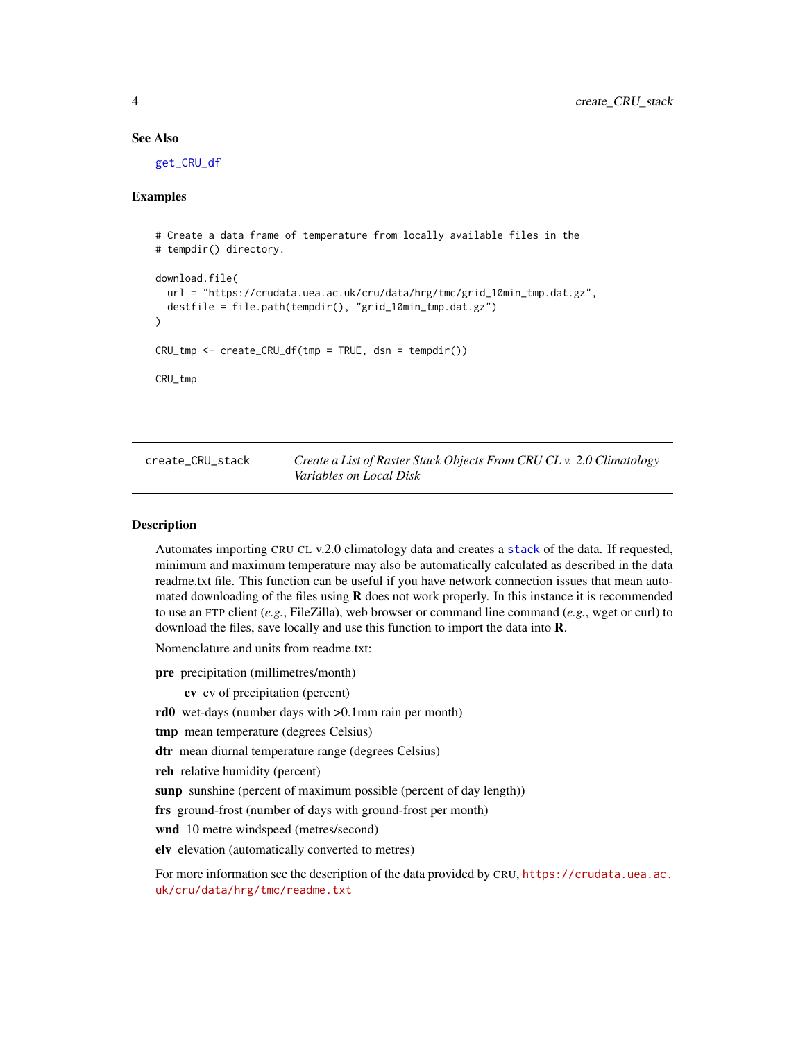### See Also

get_CRU_df

### Examples

```
# Create a data frame of temperature from locally available files in the
# tempdir() directory.

download.file(
  url = "https://crudata.uea.ac.uk/cru/data/hrg/tmc/grid_10min_tmp.dat.gz",
  destfile = file.path(tempdir(), "grid_10min_tmp.dat.gz")
)

CRU_tmp <- create_CRU_df(tmp = TRUE, dsn = tempdir())

CRU_tmp
```

---

## create_CRU_stack — *Create a List of Raster Stack Objects From CRU CL v. 2.0 Climatology Variables on Local Disk*

### Description

Automates importing CRU CL v.2.0 climatology data and creates a stack of the data. If requested, minimum and maximum temperature may also be automatically calculated as described in the data readme.txt file. This function can be useful if you have network connection issues that mean automated downloading of the files using **R** does not work properly. In this instance it is recommended to use an FTP client (*e.g.*, FileZilla), web browser or command line command (*e.g.*, wget or curl) to download the files, save locally and use this function to import the data into **R**.

Nomenclature and units from readme.txt:

**pre** precipitation (millimetres/month)

  **cv** cv of precipitation (percent)

**rd0** wet-days (number days with >0.1mm rain per month)

**tmp** mean temperature (degrees Celsius)

**dtr** mean diurnal temperature range (degrees Celsius)

**reh** relative humidity (percent)

**sunp** sunshine (percent of maximum possible (percent of day length))

**frs** ground-frost (number of days with ground-frost per month)

**wnd** 10 metre windspeed (metres/second)

**elv** elevation (automatically converted to metres)

For more information see the description of the data provided by CRU, https://crudata.uea.ac.uk/cru/data/hrg/tmc/readme.txt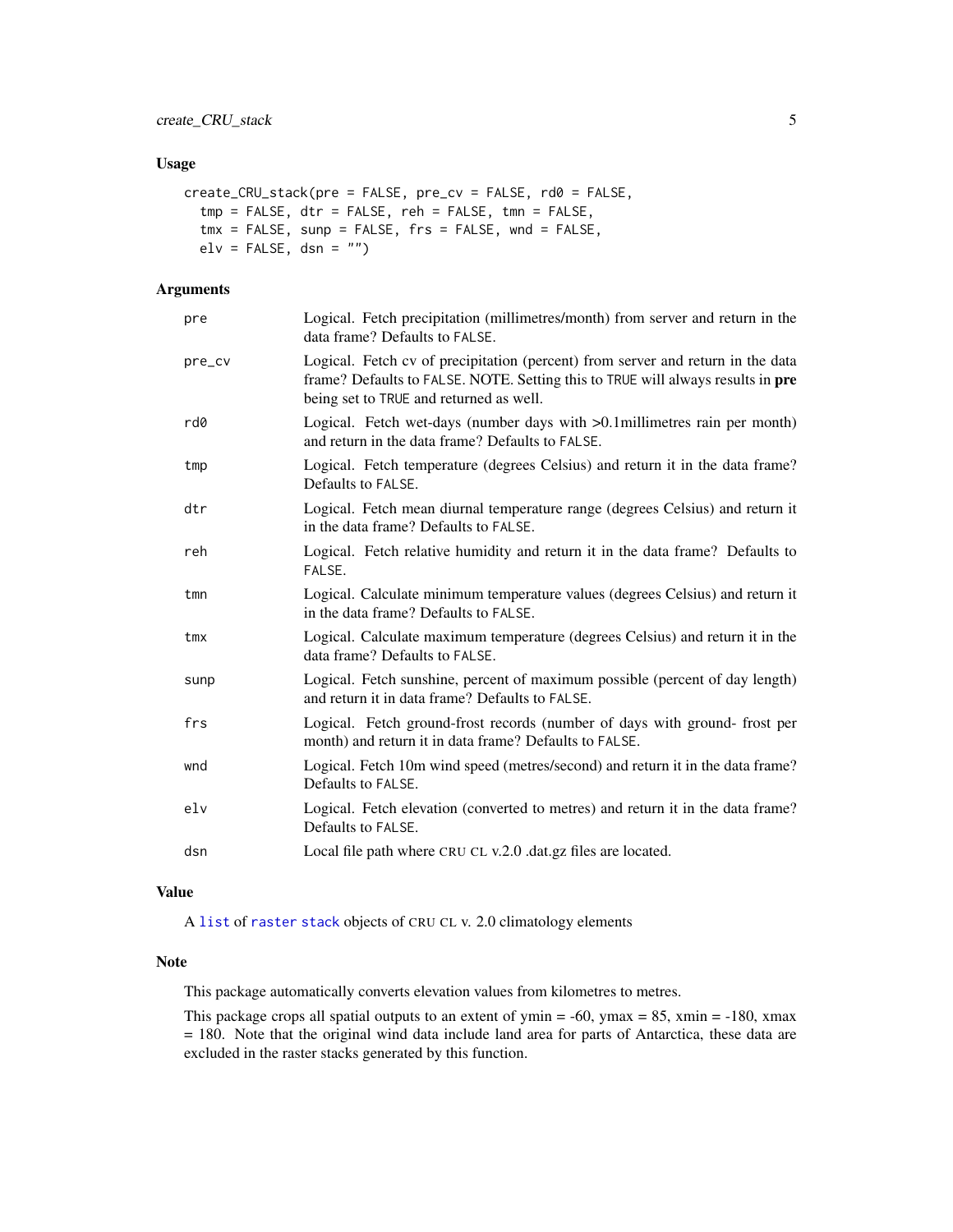### Usage

```
create_CRU_stack(pre = FALSE, pre_cv = FALSE, rd0 = FALSE,
  tmp = FALSE, dtr = FALSE, reh = FALSE, tmn = FALSE,
  tmx = FALSE, sunp = FALSE, frs = FALSE, wnd = FALSE,
  elv = FALSE, dsn = "")
```

### Arguments

| | |
|---|---|
| pre | Logical. Fetch precipitation (millimetres/month) from server and return in the data frame? Defaults to FALSE. |
| pre_cv | Logical. Fetch cv of precipitation (percent) from server and return in the data frame? Defaults to FALSE. NOTE. Setting this to TRUE will always results in **pre** being set to TRUE and returned as well. |
| rd0 | Logical. Fetch wet-days (number days with >0.1millimetres rain per month) and return in the data frame? Defaults to FALSE. |
| tmp | Logical. Fetch temperature (degrees Celsius) and return it in the data frame? Defaults to FALSE. |
| dtr | Logical. Fetch mean diurnal temperature range (degrees Celsius) and return it in the data frame? Defaults to FALSE. |
| reh | Logical. Fetch relative humidity and return it in the data frame? Defaults to FALSE. |
| tmn | Logical. Calculate minimum temperature values (degrees Celsius) and return it in the data frame? Defaults to FALSE. |
| tmx | Logical. Calculate maximum temperature (degrees Celsius) and return it in the data frame? Defaults to FALSE. |
| sunp | Logical. Fetch sunshine, percent of maximum possible (percent of day length) and return it in data frame? Defaults to FALSE. |
| frs | Logical. Fetch ground-frost records (number of days with ground- frost per month) and return it in data frame? Defaults to FALSE. |
| wnd | Logical. Fetch 10m wind speed (metres/second) and return it in the data frame? Defaults to FALSE. |
| elv | Logical. Fetch elevation (converted to metres) and return it in the data frame? Defaults to FALSE. |
| dsn | Local file path where CRU CL v.2.0 .dat.gz files are located. |

### Value

A list of raster stack objects of CRU CL v. 2.0 climatology elements

### Note

This package automatically converts elevation values from kilometres to metres.

This package crops all spatial outputs to an extent of ymin = -60, ymax = 85, xmin = -180, xmax = 180. Note that the original wind data include land area for parts of Antarctica, these data are excluded in the raster stacks generated by this function.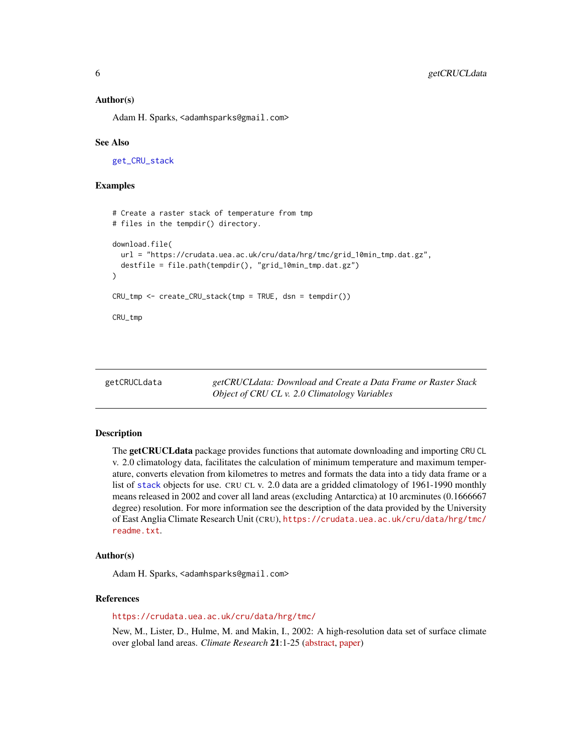### Author(s)

Adam H. Sparks, <adamhsparks@gmail.com>

### See Also

get_CRU_stack

### Examples

```
# Create a raster stack of temperature from tmp
# files in the tempdir() directory.

download.file(
  url = "https://crudata.uea.ac.uk/cru/data/hrg/tmc/grid_10min_tmp.dat.gz",
  destfile = file.path(tempdir(), "grid_10min_tmp.dat.gz")
)

CRU_tmp <- create_CRU_stack(tmp = TRUE, dsn = tempdir())

CRU_tmp
```

---

## getCRUCLdata — *getCRUCLdata: Download and Create a Data Frame or Raster Stack Object of CRU CL v. 2.0 Climatology Variables*

---

### Description

The **getCRUCLdata** package provides functions that automate downloading and importing CRU CL v. 2.0 climatology data, facilitates the calculation of minimum temperature and maximum temperature, converts elevation from kilometres to metres and formats the data into a tidy data frame or a list of stack objects for use. CRU CL v. 2.0 data are a gridded climatology of 1961-1990 monthly means released in 2002 and cover all land areas (excluding Antarctica) at 10 arcminutes (0.1666667 degree) resolution. For more information see the description of the data provided by the University of East Anglia Climate Research Unit (CRU), https://crudata.uea.ac.uk/cru/data/hrg/tmc/readme.txt.

### Author(s)

Adam H. Sparks, <adamhsparks@gmail.com>

### References

https://crudata.uea.ac.uk/cru/data/hrg/tmc/

New, M., Lister, D., Hulme, M. and Makin, I., 2002: A high-resolution data set of surface climate over global land areas. *Climate Research* **21**:1-25 (abstract, paper)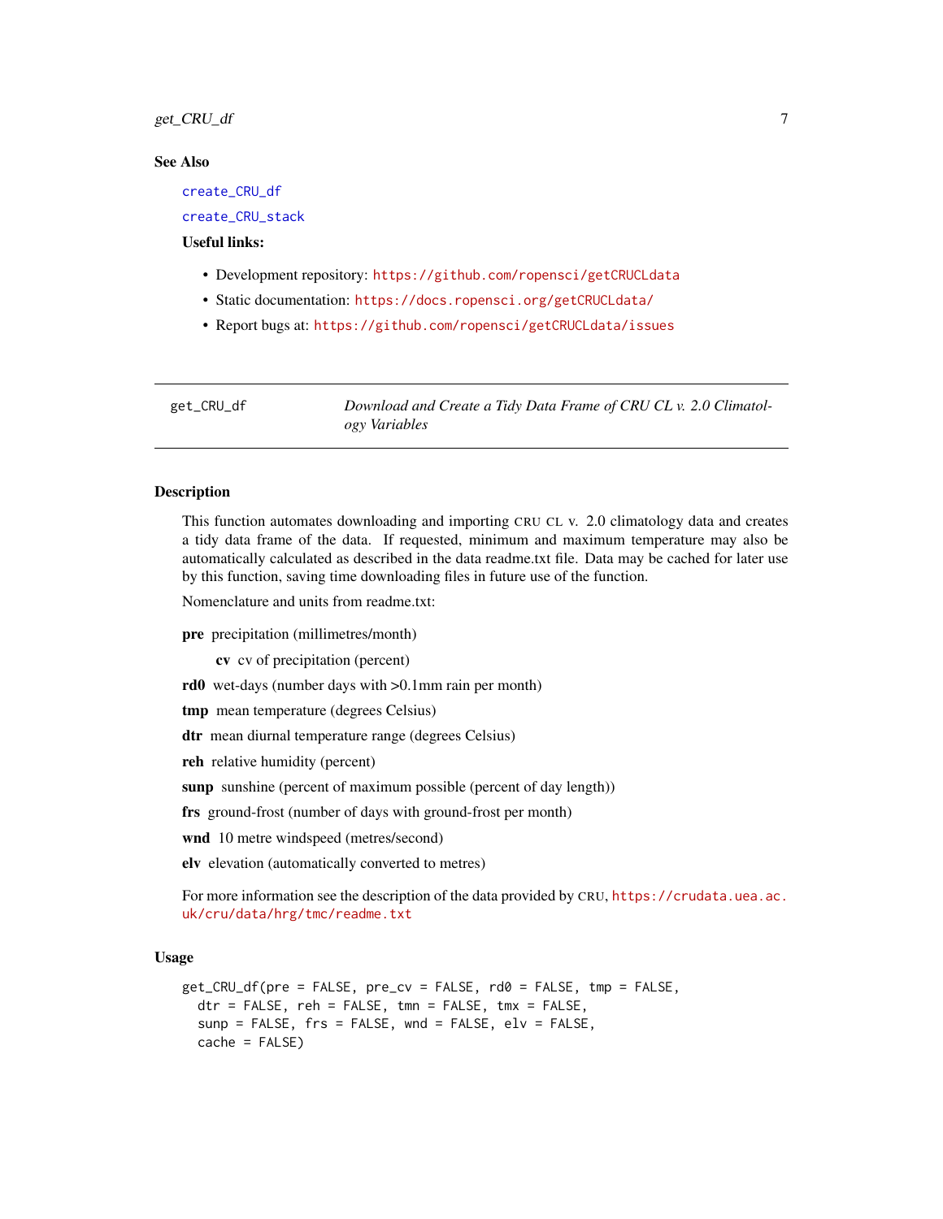### See Also

create_CRU_df

create_CRU_stack

**Useful links:**

- Development repository: https://github.com/ropensci/getCRUCLdata
- Static documentation: https://docs.ropensci.org/getCRUCLdata/
- Report bugs at: https://github.com/ropensci/getCRUCLdata/issues

---

## get_CRU_df — *Download and Create a Tidy Data Frame of CRU CL v. 2.0 Climatology Variables*

---

### Description

This function automates downloading and importing CRU CL v. 2.0 climatology data and creates a tidy data frame of the data. If requested, minimum and maximum temperature may also be automatically calculated as described in the data readme.txt file. Data may be cached for later use by this function, saving time downloading files in future use of the function.

Nomenclature and units from readme.txt:

**pre** precipitation (millimetres/month)

**cv** cv of precipitation (percent)

**rd0** wet-days (number days with >0.1mm rain per month)

**tmp** mean temperature (degrees Celsius)

**dtr** mean diurnal temperature range (degrees Celsius)

**reh** relative humidity (percent)

**sunp** sunshine (percent of maximum possible (percent of day length))

**frs** ground-frost (number of days with ground-frost per month)

**wnd** 10 metre windspeed (metres/second)

**elv** elevation (automatically converted to metres)

For more information see the description of the data provided by CRU, https://crudata.uea.ac.uk/cru/data/hrg/tmc/readme.txt

### Usage

```
get_CRU_df(pre = FALSE, pre_cv = FALSE, rd0 = FALSE, tmp = FALSE,
  dtr = FALSE, reh = FALSE, tmn = FALSE, tmx = FALSE,
  sunp = FALSE, frs = FALSE, wnd = FALSE, elv = FALSE,
  cache = FALSE)
```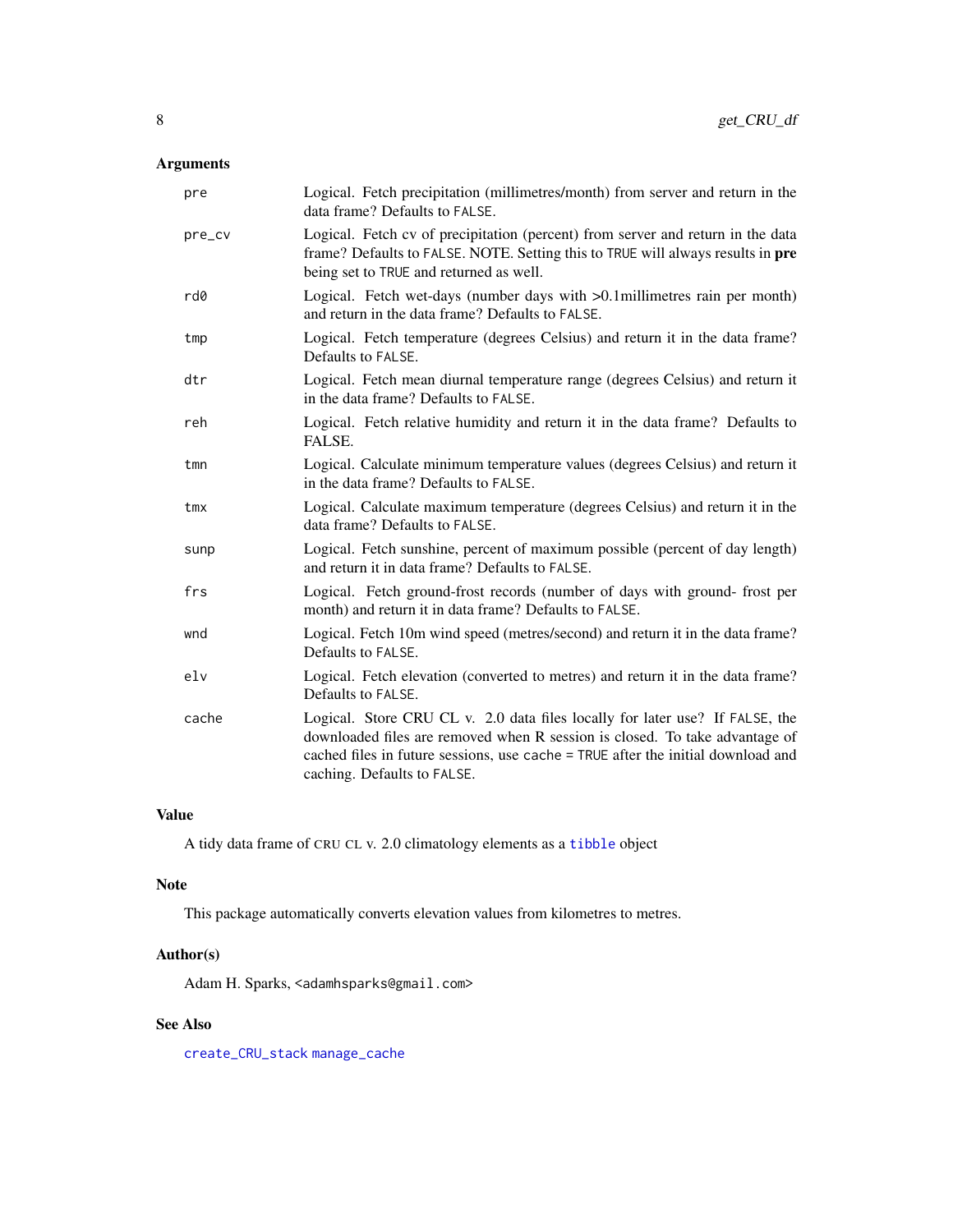## Arguments

| | |
|---|---|
| `pre` | Logical. Fetch precipitation (millimetres/month) from server and return in the data frame? Defaults to `FALSE`. |
| `pre_cv` | Logical. Fetch cv of precipitation (percent) from server and return in the data frame? Defaults to `FALSE`. NOTE. Setting this to `TRUE` will always results in **pre** being set to `TRUE` and returned as well. |
| `rd0` | Logical. Fetch wet-days (number days with >0.1millimetres rain per month) and return in the data frame? Defaults to `FALSE`. |
| `tmp` | Logical. Fetch temperature (degrees Celsius) and return it in the data frame? Defaults to `FALSE`. |
| `dtr` | Logical. Fetch mean diurnal temperature range (degrees Celsius) and return it in the data frame? Defaults to `FALSE`. |
| `reh` | Logical. Fetch relative humidity and return it in the data frame? Defaults to FALSE. |
| `tmn` | Logical. Calculate minimum temperature values (degrees Celsius) and return it in the data frame? Defaults to `FALSE`. |
| `tmx` | Logical. Calculate maximum temperature (degrees Celsius) and return it in the data frame? Defaults to `FALSE`. |
| `sunp` | Logical. Fetch sunshine, percent of maximum possible (percent of day length) and return it in data frame? Defaults to `FALSE`. |
| `frs` | Logical. Fetch ground-frost records (number of days with ground- frost per month) and return it in data frame? Defaults to `FALSE`. |
| `wnd` | Logical. Fetch 10m wind speed (metres/second) and return it in the data frame? Defaults to `FALSE`. |
| `elv` | Logical. Fetch elevation (converted to metres) and return it in the data frame? Defaults to `FALSE`. |
| `cache` | Logical. Store CRU CL v. 2.0 data files locally for later use? If `FALSE`, the downloaded files are removed when R session is closed. To take advantage of cached files in future sessions, use `cache = TRUE` after the initial download and caching. Defaults to `FALSE`. |

## Value

A tidy data frame of CRU CL v. 2.0 climatology elements as a `tibble` object

## Note

This package automatically converts elevation values from kilometres to metres.

## Author(s)

Adam H. Sparks, <adamhsparks@gmail.com>

## See Also

`create_CRU_stack` `manage_cache`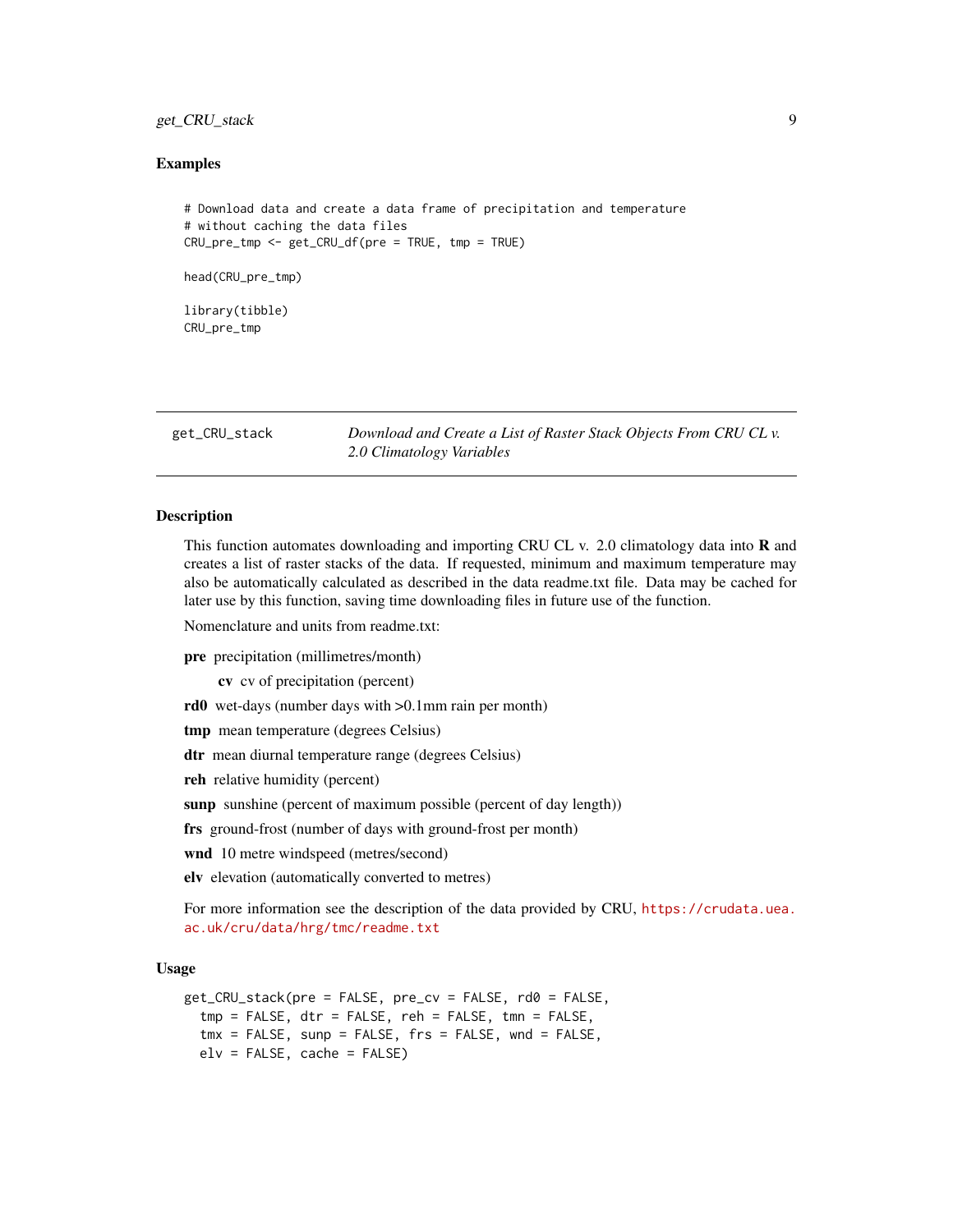### Examples

```
# Download data and create a data frame of precipitation and temperature
# without caching the data files
CRU_pre_tmp <- get_CRU_df(pre = TRUE, tmp = TRUE)

head(CRU_pre_tmp)

library(tibble)
CRU_pre_tmp
```

---

## get_CRU_stack — *Download and Create a List of Raster Stack Objects From CRU CL v. 2.0 Climatology Variables*

---

### Description

This function automates downloading and importing CRU CL v. 2.0 climatology data into **R** and creates a list of raster stacks of the data. If requested, minimum and maximum temperature may also be automatically calculated as described in the data readme.txt file. Data may be cached for later use by this function, saving time downloading files in future use of the function.

Nomenclature and units from readme.txt:

- **pre** precipitation (millimetres/month)
  - **cv** cv of precipitation (percent)
- **rd0** wet-days (number days with >0.1mm rain per month)
- **tmp** mean temperature (degrees Celsius)
- **dtr** mean diurnal temperature range (degrees Celsius)
- **reh** relative humidity (percent)
- **sunp** sunshine (percent of maximum possible (percent of day length))
- **frs** ground-frost (number of days with ground-frost per month)
- **wnd** 10 metre windspeed (metres/second)
- **elv** elevation (automatically converted to metres)

For more information see the description of the data provided by CRU, https://crudata.uea.ac.uk/cru/data/hrg/tmc/readme.txt

### Usage

```
get_CRU_stack(pre = FALSE, pre_cv = FALSE, rd0 = FALSE,
  tmp = FALSE, dtr = FALSE, reh = FALSE, tmn = FALSE,
  tmx = FALSE, sunp = FALSE, frs = FALSE, wnd = FALSE,
  elv = FALSE, cache = FALSE)
```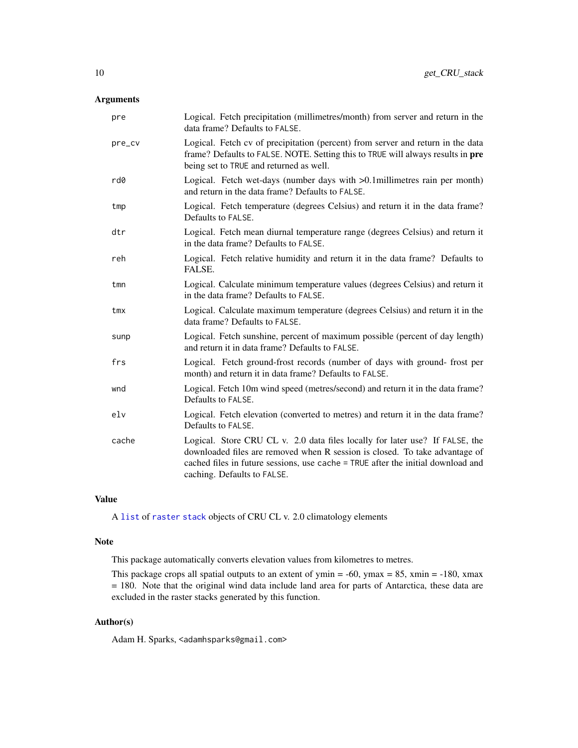## Arguments

| | |
|---|---|
| `pre` | Logical. Fetch precipitation (millimetres/month) from server and return in the data frame? Defaults to `FALSE`. |
| `pre_cv` | Logical. Fetch cv of precipitation (percent) from server and return in the data frame? Defaults to `FALSE`. NOTE. Setting this to `TRUE` will always results in **pre** being set to `TRUE` and returned as well. |
| `rd0` | Logical. Fetch wet-days (number days with >0.1millimetres rain per month) and return in the data frame? Defaults to `FALSE`. |
| `tmp` | Logical. Fetch temperature (degrees Celsius) and return it in the data frame? Defaults to `FALSE`. |
| `dtr` | Logical. Fetch mean diurnal temperature range (degrees Celsius) and return it in the data frame? Defaults to `FALSE`. |
| `reh` | Logical. Fetch relative humidity and return it in the data frame? Defaults to FALSE. |
| `tmn` | Logical. Calculate minimum temperature values (degrees Celsius) and return it in the data frame? Defaults to `FALSE`. |
| `tmx` | Logical. Calculate maximum temperature (degrees Celsius) and return it in the data frame? Defaults to `FALSE`. |
| `sunp` | Logical. Fetch sunshine, percent of maximum possible (percent of day length) and return it in data frame? Defaults to `FALSE`. |
| `frs` | Logical. Fetch ground-frost records (number of days with ground- frost per month) and return it in data frame? Defaults to `FALSE`. |
| `wnd` | Logical. Fetch 10m wind speed (metres/second) and return it in the data frame? Defaults to `FALSE`. |
| `elv` | Logical. Fetch elevation (converted to metres) and return it in the data frame? Defaults to `FALSE`. |
| `cache` | Logical. Store CRU CL v. 2.0 data files locally for later use? If `FALSE`, the downloaded files are removed when R session is closed. To take advantage of cached files in future sessions, use `cache = TRUE` after the initial download and caching. Defaults to `FALSE`. |

## Value

A `list` of `raster` `stack` objects of CRU CL v. 2.0 climatology elements

## Note

This package automatically converts elevation values from kilometres to metres.

This package crops all spatial outputs to an extent of ymin = -60, ymax = 85, xmin = -180, xmax = 180. Note that the original wind data include land area for parts of Antarctica, these data are excluded in the raster stacks generated by this function.

## Author(s)

Adam H. Sparks, <adamhsparks@gmail.com>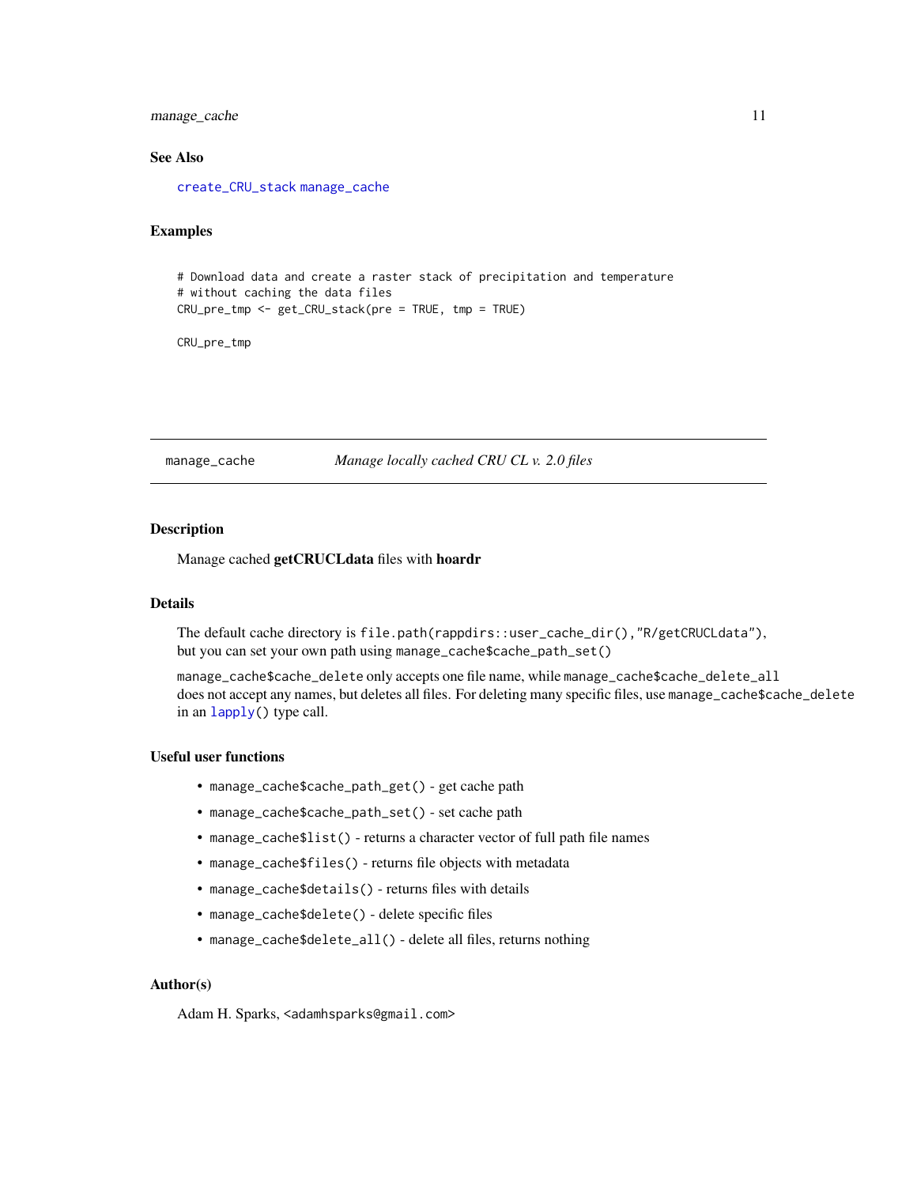### See Also

`create_CRU_stack` `manage_cache`

### Examples

```
# Download data and create a raster stack of precipitation and temperature
# without caching the data files
CRU_pre_tmp <- get_CRU_stack(pre = TRUE, tmp = TRUE)

CRU_pre_tmp
```

---

## manage_cache — *Manage locally cached CRU CL v. 2.0 files*

### Description

Manage cached **getCRUCLdata** files with **hoardr**

### Details

The default cache directory is `file.path(rappdirs::user_cache_dir(),"R/getCRUCLdata")`, but you can set your own path using `manage_cache$cache_path_set()`

`manage_cache$cache_delete` only accepts one file name, while `manage_cache$cache_delete_all` does not accept any names, but deletes all files. For deleting many specific files, use `manage_cache$cache_delete` in an `lapply()` type call.

### Useful user functions

- `manage_cache$cache_path_get()` - get cache path
- `manage_cache$cache_path_set()` - set cache path
- `manage_cache$list()` - returns a character vector of full path file names
- `manage_cache$files()` - returns file objects with metadata
- `manage_cache$details()` - returns files with details
- `manage_cache$delete()` - delete specific files
- `manage_cache$delete_all()` - delete all files, returns nothing

### Author(s)

Adam H. Sparks, <adamhsparks@gmail.com>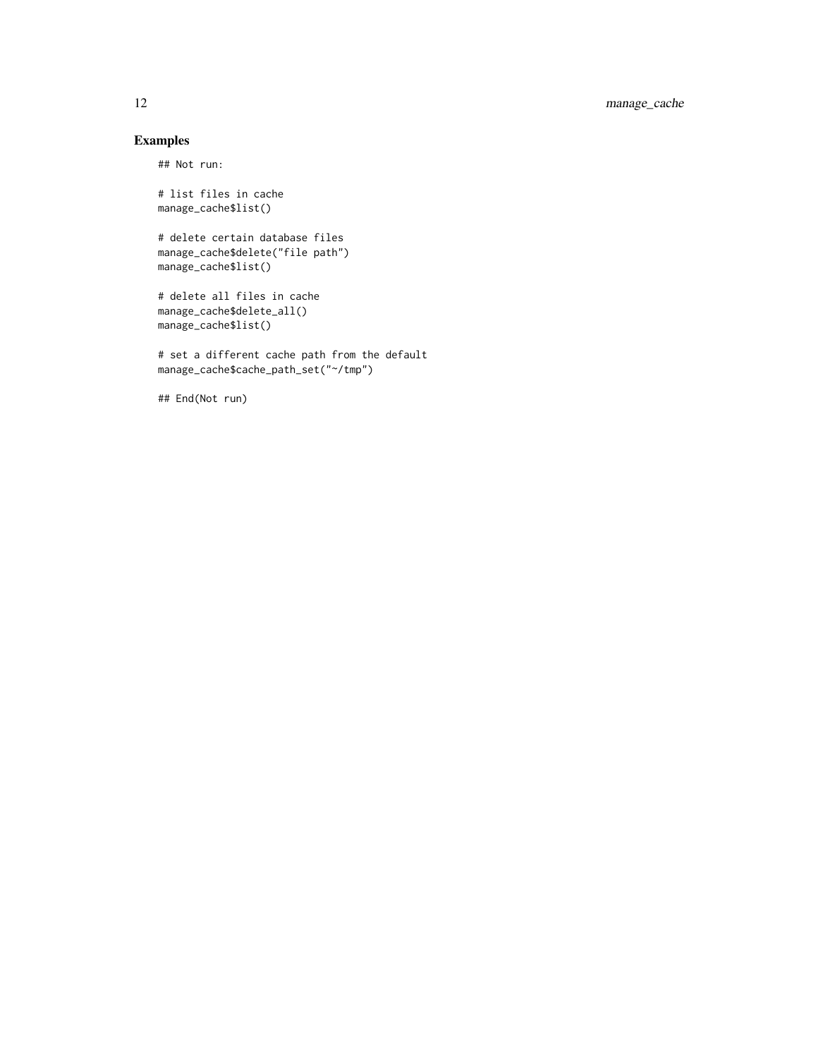## Examples

```
## Not run:

# list files in cache
manage_cache$list()

# delete certain database files
manage_cache$delete("file path")
manage_cache$list()

# delete all files in cache
manage_cache$delete_all()
manage_cache$list()

# set a different cache path from the default
manage_cache$cache_path_set("~/tmp")

## End(Not run)
```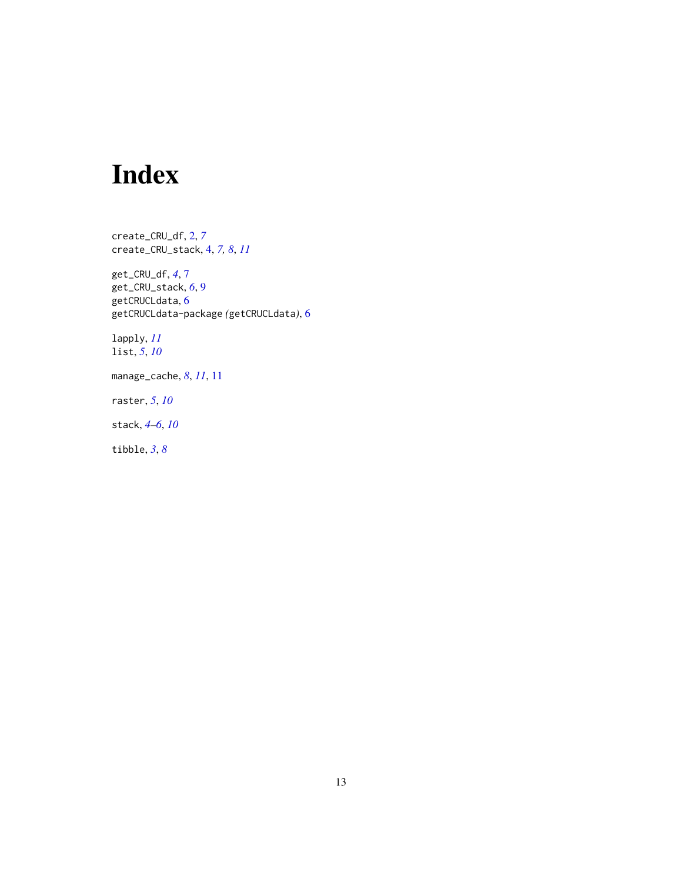# Index

create_CRU_df, 2, *7*
create_CRU_stack, 4, *7, 8*, *11*

get_CRU_df, *4*, 7
get_CRU_stack, *6*, 9
getCRUCLdata, 6
getCRUCLdata-package *(*getCRUCLdata*)*, 6

lapply, *11*
list, *5*, *10*

manage_cache, *8*, *11*, 11

raster, *5*, *10*

stack, *4–6*, *10*

tibble, *3*, *8*